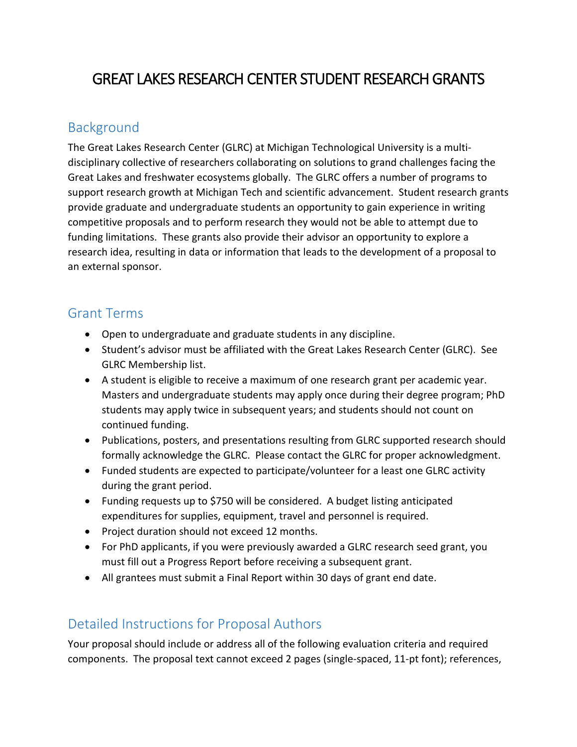# GREAT LAKES RESEARCH CENTER STUDENT RESEARCH GRANTS

## Background

The Great Lakes Research Center (GLRC) at Michigan Technological University is a multi-disciplinary collective of researchers collaborating on solutions to grand challenges facing the Great Lakes and freshwater ecosystems globally. The GLRC offers a number of programs to support research growth at Michigan Tech and scientific advancement. Student research grants provide graduate and undergraduate students an opportunity to gain experience in writing competitive proposals and to perform research they would not be able to attempt due to funding limitations. These grants also provide their advisor an opportunity to explore a research idea, resulting in data or information that leads to the development of a proposal to an external sponsor.

## Grant Terms

- Open to undergraduate and graduate students in any discipline.
- Student's advisor must be affiliated with the Great Lakes Research Center (GLRC). See GLRC Membership list.
- A student is eligible to receive a maximum of one research grant per academic year. Masters and undergraduate students may apply once during their degree program; PhD students may apply twice in subsequent years; and students should not count on continued funding.
- Publications, posters, and presentations resulting from GLRC supported research should formally acknowledge the GLRC. Please contact the GLRC for proper acknowledgment.
- Funded students are expected to participate/volunteer for a least one GLRC activity during the grant period.
- Funding requests up to $750 will be considered. A budget listing anticipated expenditures for supplies, equipment, travel and personnel is required.
- Project duration should not exceed 12 months.
- For PhD applicants, if you were previously awarded a GLRC research seed grant, you must fill out a Progress Report before receiving a subsequent grant.
- All grantees must submit a Final Report within 30 days of grant end date.

## Detailed Instructions for Proposal Authors

Your proposal should include or address all of the following evaluation criteria and required components. The proposal text cannot exceed 2 pages (single-spaced, 11-pt font); references,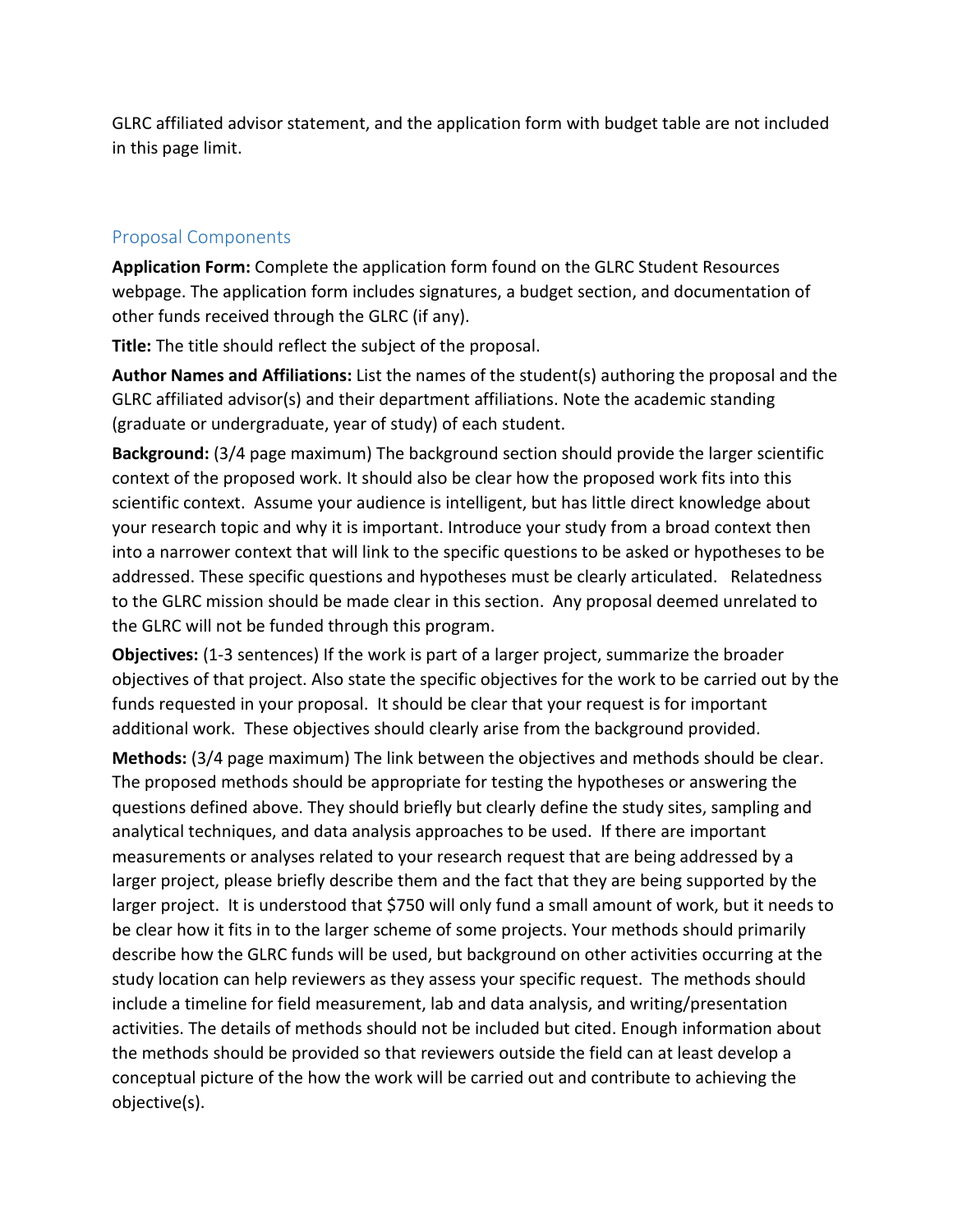GLRC affiliated advisor statement, and the application form with budget table are not included in this page limit.

## Proposal Components

**Application Form:** Complete the application form found on the GLRC Student Resources webpage. The application form includes signatures, a budget section, and documentation of other funds received through the GLRC (if any).

**Title:** The title should reflect the subject of the proposal.

**Author Names and Affiliations:** List the names of the student(s) authoring the proposal and the GLRC affiliated advisor(s) and their department affiliations. Note the academic standing (graduate or undergraduate, year of study) of each student.

**Background:** (3/4 page maximum) The background section should provide the larger scientific context of the proposed work. It should also be clear how the proposed work fits into this scientific context. Assume your audience is intelligent, but has little direct knowledge about your research topic and why it is important. Introduce your study from a broad context then into a narrower context that will link to the specific questions to be asked or hypotheses to be addressed. These specific questions and hypotheses must be clearly articulated. Relatedness to the GLRC mission should be made clear in this section. Any proposal deemed unrelated to the GLRC will not be funded through this program.

**Objectives:** (1-3 sentences) If the work is part of a larger project, summarize the broader objectives of that project. Also state the specific objectives for the work to be carried out by the funds requested in your proposal. It should be clear that your request is for important additional work. These objectives should clearly arise from the background provided.

**Methods:** (3/4 page maximum) The link between the objectives and methods should be clear. The proposed methods should be appropriate for testing the hypotheses or answering the questions defined above. They should briefly but clearly define the study sites, sampling and analytical techniques, and data analysis approaches to be used. If there are important measurements or analyses related to your research request that are being addressed by a larger project, please briefly describe them and the fact that they are being supported by the larger project. It is understood that $750 will only fund a small amount of work, but it needs to be clear how it fits in to the larger scheme of some projects. Your methods should primarily describe how the GLRC funds will be used, but background on other activities occurring at the study location can help reviewers as they assess your specific request. The methods should include a timeline for field measurement, lab and data analysis, and writing/presentation activities. The details of methods should not be included but cited. Enough information about the methods should be provided so that reviewers outside the field can at least develop a conceptual picture of the how the work will be carried out and contribute to achieving the objective(s).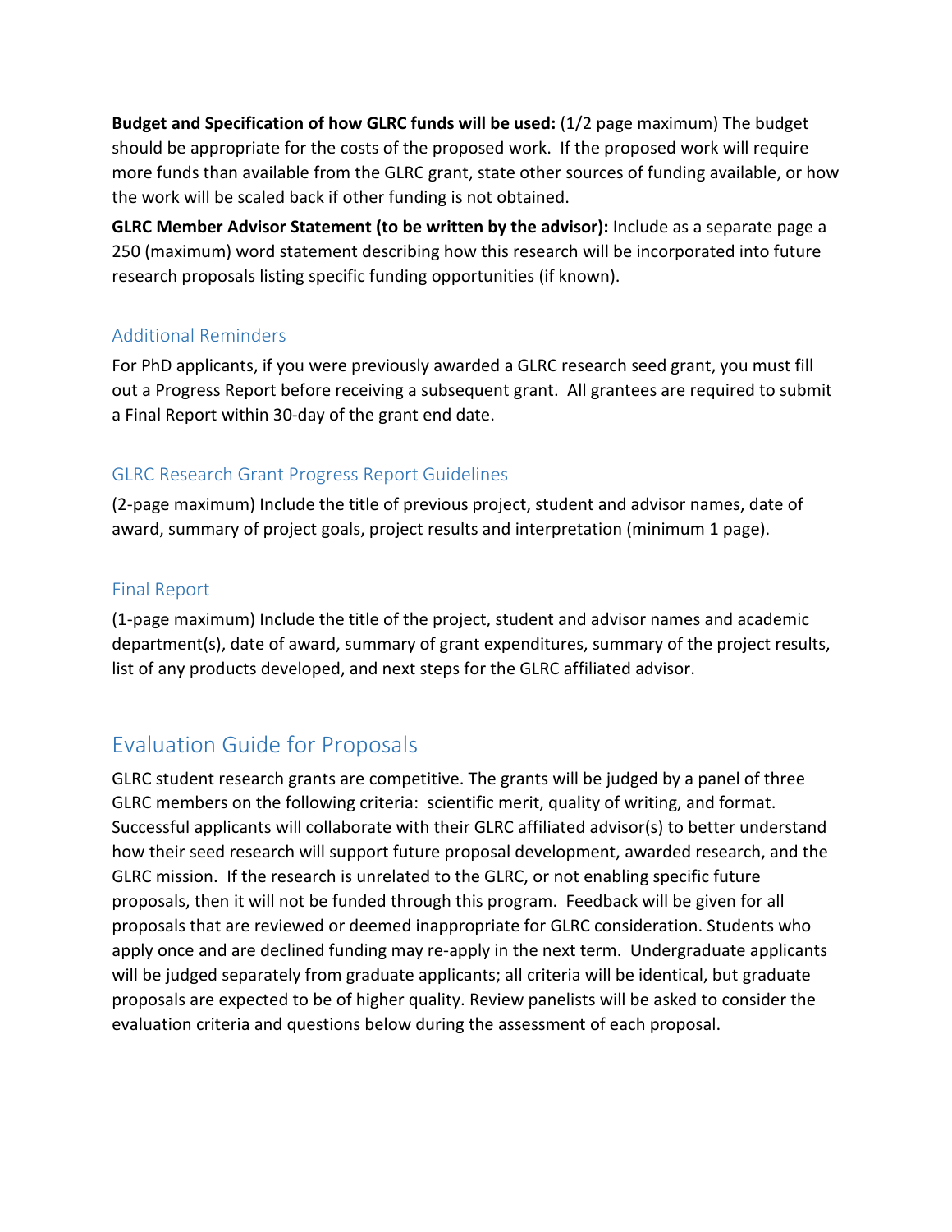**Budget and Specification of how GLRC funds will be used:** (1/2 page maximum) The budget should be appropriate for the costs of the proposed work. If the proposed work will require more funds than available from the GLRC grant, state other sources of funding available, or how the work will be scaled back if other funding is not obtained.

**GLRC Member Advisor Statement (to be written by the advisor):** Include as a separate page a 250 (maximum) word statement describing how this research will be incorporated into future research proposals listing specific funding opportunities (if known).

### Additional Reminders

For PhD applicants, if you were previously awarded a GLRC research seed grant, you must fill out a Progress Report before receiving a subsequent grant. All grantees are required to submit a Final Report within 30-day of the grant end date.

### GLRC Research Grant Progress Report Guidelines

(2-page maximum) Include the title of previous project, student and advisor names, date of award, summary of project goals, project results and interpretation (minimum 1 page).

### Final Report

(1-page maximum) Include the title of the project, student and advisor names and academic department(s), date of award, summary of grant expenditures, summary of the project results, list of any products developed, and next steps for the GLRC affiliated advisor.

## Evaluation Guide for Proposals

GLRC student research grants are competitive. The grants will be judged by a panel of three GLRC members on the following criteria: scientific merit, quality of writing, and format. Successful applicants will collaborate with their GLRC affiliated advisor(s) to better understand how their seed research will support future proposal development, awarded research, and the GLRC mission. If the research is unrelated to the GLRC, or not enabling specific future proposals, then it will not be funded through this program. Feedback will be given for all proposals that are reviewed or deemed inappropriate for GLRC consideration. Students who apply once and are declined funding may re-apply in the next term. Undergraduate applicants will be judged separately from graduate applicants; all criteria will be identical, but graduate proposals are expected to be of higher quality. Review panelists will be asked to consider the evaluation criteria and questions below during the assessment of each proposal.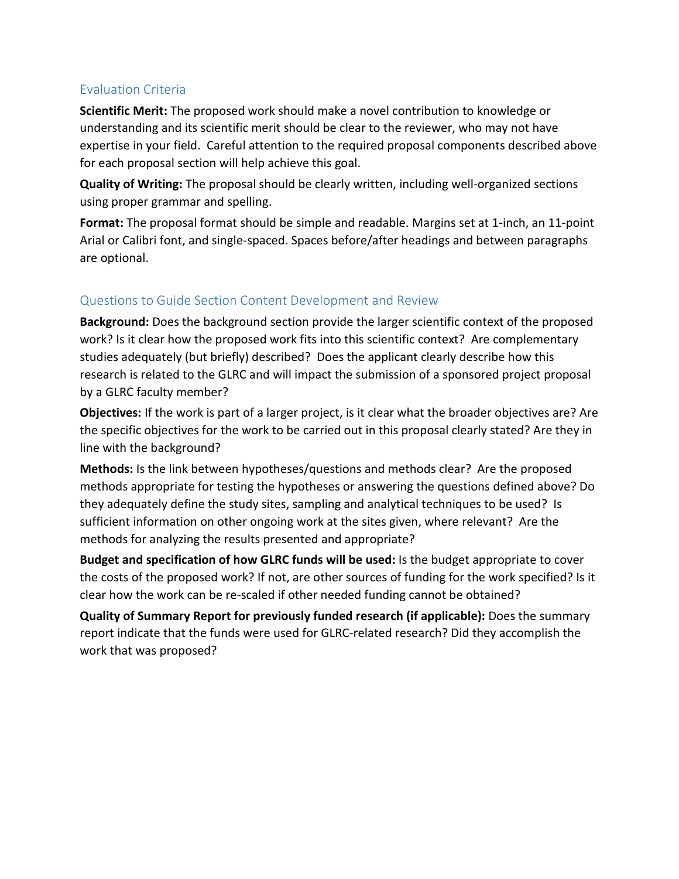## Evaluation Criteria

**Scientific Merit:** The proposed work should make a novel contribution to knowledge or understanding and its scientific merit should be clear to the reviewer, who may not have expertise in your field. Careful attention to the required proposal components described above for each proposal section will help achieve this goal.

**Quality of Writing:** The proposal should be clearly written, including well-organized sections using proper grammar and spelling.

**Format:** The proposal format should be simple and readable. Margins set at 1-inch, an 11-point Arial or Calibri font, and single-spaced. Spaces before/after headings and between paragraphs are optional.

## Questions to Guide Section Content Development and Review

**Background:** Does the background section provide the larger scientific context of the proposed work? Is it clear how the proposed work fits into this scientific context? Are complementary studies adequately (but briefly) described? Does the applicant clearly describe how this research is related to the GLRC and will impact the submission of a sponsored project proposal by a GLRC faculty member?

**Objectives:** If the work is part of a larger project, is it clear what the broader objectives are? Are the specific objectives for the work to be carried out in this proposal clearly stated? Are they in line with the background?

**Methods:** Is the link between hypotheses/questions and methods clear? Are the proposed methods appropriate for testing the hypotheses or answering the questions defined above? Do they adequately define the study sites, sampling and analytical techniques to be used? Is sufficient information on other ongoing work at the sites given, where relevant? Are the methods for analyzing the results presented and appropriate?

**Budget and specification of how GLRC funds will be used:** Is the budget appropriate to cover the costs of the proposed work? If not, are other sources of funding for the work specified? Is it clear how the work can be re-scaled if other needed funding cannot be obtained?

**Quality of Summary Report for previously funded research (if applicable):** Does the summary report indicate that the funds were used for GLRC-related research? Did they accomplish the work that was proposed?